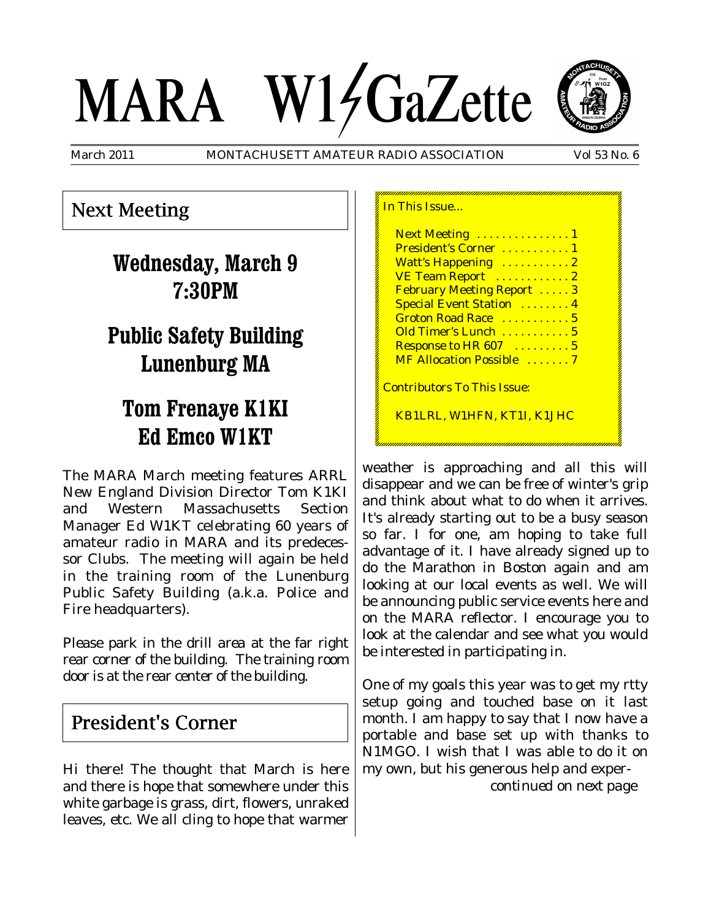# MARA W1GaZette

March 2011 — MONTACHUSETT AMATEUR RADIO ASSOCIATION — Vol 53 No. 6

## Next Meeting

### Wednesday, March 9
### 7:30PM

### Public Safety Building
### Lunenburg MA

### Tom Frenaye K1KI
### Ed Emco W1KT

The MARA March meeting features ARRL New England Division Director Tom K1KI and Western Massachusetts Section Manager Ed W1KT celebrating 60 years of amateur radio in MARA and its predecessor Clubs. The meeting will again be held in the training room of the Lunenburg Public Safety Building (a.k.a. Police and Fire headquarters).

Please park in the drill area at the far right rear corner of the building. The training room door is at the rear center of the building.

## President's Corner

Hi there! The thought that March is here and there is hope that somewhere under this white garbage is grass, dirt, flowers, unraked leaves, etc. We all cling to hope that warmer weather is approaching and all this will disappear and we can be free of winter's grip and think about what to do when it arrives. It's already starting out to be a busy season so far. I for one, am hoping to take full advantage of it. I have already signed up to do the Marathon in Boston again and am looking at our local events as well. We will be announcing public service events here and on the MARA reflector. I encourage you to look at the calendar and see what you would be interested in participating in.

One of my goals this year was to get my rtty setup going and touched base on it last month. I am happy to say that I now have a portable and base set up with thanks to N1MGO. I wish that I was able to do it on my own, but his generous help and exper-

*continued on next page*

---

In This Issue...

- Next Meeting ............... 1
- President's Corner ........... 1
- Watt's Happening ........... 2
- VE Team Report ............ 2
- February Meeting Report ..... 3
- Special Event Station ........ 4
- Groton Road Race ........... 5
- Old Timer's Lunch ........... 5
- Response to HR 607 ......... 5
- MF Allocation Possible ....... 7

Contributors To This Issue:

KB1LRL, W1HFN, KT1I, K1JHC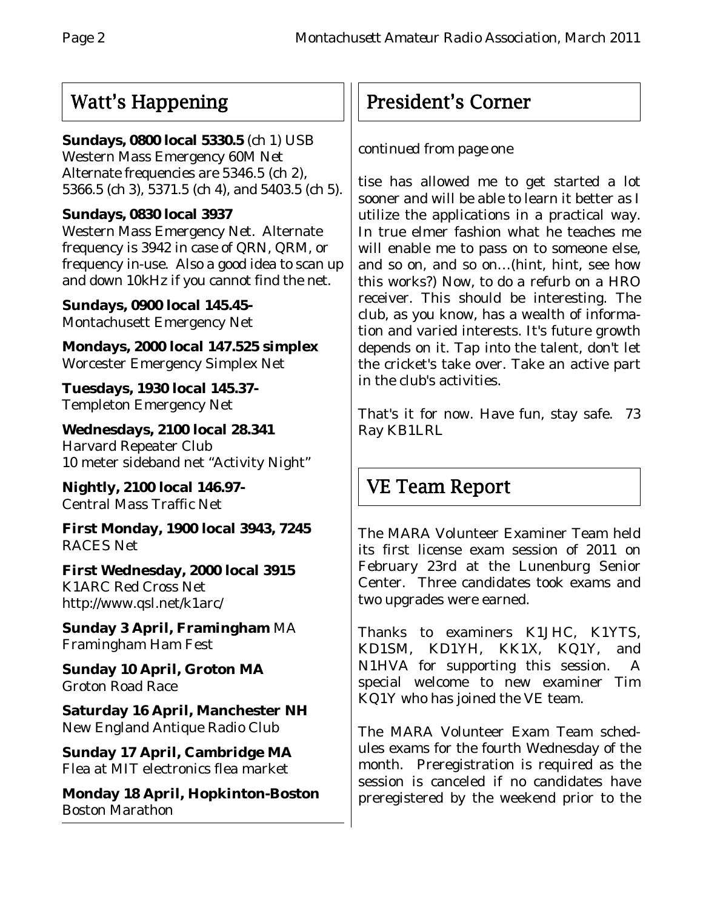## Watt's Happening

**Sundays, 0800 local 5330.5** (ch 1) USB
Western Mass Emergency 60M Net
Alternate frequencies are 5346.5 (ch 2), 5366.5 (ch 3), 5371.5 (ch 4), and 5403.5 (ch 5).

**Sundays, 0830 local 3937**
Western Mass Emergency Net. Alternate frequency is 3942 in case of QRN, QRM, or frequency in-use. Also a good idea to scan up and down 10kHz if you cannot find the net.

**Sundays, 0900 local 145.45-**
Montachusett Emergency Net

**Mondays, 2000 local 147.525 simplex**
Worcester Emergency Simplex Net

**Tuesdays, 1930 local 145.37-**
Templeton Emergency Net

**Wednesdays, 2100 local 28.341**
Harvard Repeater Club
10 meter sideband net "Activity Night"

**Nightly, 2100 local 146.97-**
Central Mass Traffic Net

**First Monday, 1900 local 3943, 7245**
RACES Net

**First Wednesday, 2000 local 3915**
K1ARC Red Cross Net
http://www.qsl.net/k1arc/

**Sunday 3 April, Framingham** MA
Framingham Ham Fest

**Sunday 10 April, Groton MA**
Groton Road Race

**Saturday 16 April, Manchester NH**
New England Antique Radio Club

**Sunday 17 April, Cambridge MA**
Flea at MIT electronics flea market

**Monday 18 April, Hopkinton-Boston**
Boston Marathon

## President's Corner

*continued from page one*

tise has allowed me to get started a lot sooner and will be able to learn it better as I utilize the applications in a practical way. In true elmer fashion what he teaches me will enable me to pass on to someone else, and so on, and so on…(hint, hint, see how this works?) Now, to do a refurb on a HRO receiver. This should be interesting. The club, as you know, has a wealth of information and varied interests. It's future growth depends on it. Tap into the talent, don't let the cricket's take over. Take an active part in the club's activities.

That's it for now. Have fun, stay safe. 73
Ray KB1LRL

## VE Team Report

The MARA Volunteer Examiner Team held its first license exam session of 2011 on February 23rd at the Lunenburg Senior Center. Three candidates took exams and two upgrades were earned.

Thanks to examiners K1JHC, K1YTS, KD1SM, KD1YH, KK1X, KQ1Y, and N1HVA for supporting this session. A special welcome to new examiner Tim KQ1Y who has joined the VE team.

The MARA Volunteer Exam Team schedules exams for the fourth Wednesday of the month. Preregistration is required as the session is canceled if no candidates have preregistered by the weekend prior to the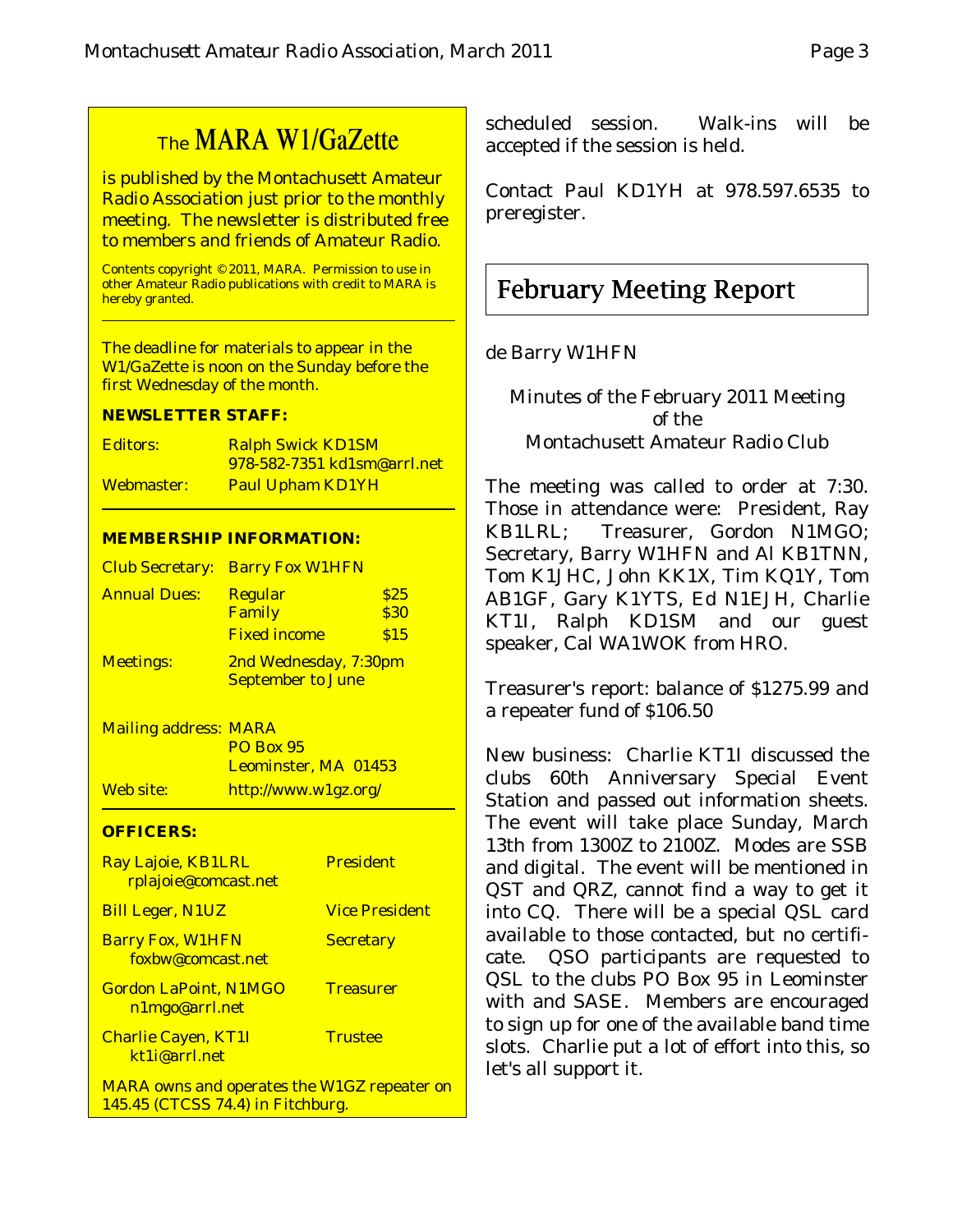## The MARA W1/GaZette

is published by the Montachusett Amateur Radio Association just prior to the monthly meeting. The newsletter is distributed free to members and friends of Amateur Radio.

Contents copyright © 2011, MARA. Permission to use in other Amateur Radio publications with credit to MARA is hereby granted.

The deadline for materials to appear in the W1/GaZette is noon on the Sunday before the first Wednesday of the month.

**NEWSLETTER STAFF:**

| | |
|---|---|
| Editors: | Ralph Swick KD1SM<br>978-582-7351 kd1sm@arrl.net |
| Webmaster: | Paul Upham KD1YH |

**MEMBERSHIP INFORMATION:**

| | | |
|---|---|---|
| Club Secretary: | Barry Fox W1HFN | |
| Annual Dues: | Regular | $25 |
| | Family | $30 |
| | Fixed income | $15 |
| Meetings: | 2nd Wednesday, 7:30pm<br>September to June | |
| Mailing address: | MARA<br>PO Box 95<br>Leominster, MA 01453 | |
| Web site: | http://www.w1gz.org/ | |

**OFFICERS:**

| | |
|---|---|
| Ray Lajoie, KB1LRL<br>rplajoie@comcast.net | President |
| Bill Leger, N1UZ | Vice President |
| Barry Fox, W1HFN<br>foxbw@comcast.net | Secretary |
| Gordon LaPoint, N1MGO<br>n1mgo@arrl.net | Treasurer |
| Charlie Cayen, KT1I<br>kt1i@arrl.net | Trustee |

MARA owns and operates the W1GZ repeater on 145.45 (CTCSS 74.4) in Fitchburg.

scheduled session. Walk-ins will be accepted if the session is held.

Contact Paul KD1YH at 978.597.6535 to preregister.

# February Meeting Report

de Barry W1HFN

Minutes of the February 2011 Meeting
of the
Montachusett Amateur Radio Club

The meeting was called to order at 7:30. Those in attendance were: President, Ray KB1LRL; Treasurer, Gordon N1MGO; Secretary, Barry W1HFN and Al KB1TNN, Tom K1JHC, John KK1X, Tim KQ1Y, Tom AB1GF, Gary K1YTS, Ed N1EJH, Charlie KT1I, Ralph KD1SM and our guest speaker, Cal WA1WOK from HRO.

Treasurer's report: balance of $1275.99 and a repeater fund of $106.50

New business: Charlie KT1I discussed the clubs 60th Anniversary Special Event Station and passed out information sheets. The event will take place Sunday, March 13th from 1300Z to 2100Z. Modes are SSB and digital. The event will be mentioned in QST and QRZ, cannot find a way to get it into CQ. There will be a special QSL card available to those contacted, but no certificate. QSO participants are requested to QSL to the clubs PO Box 95 in Leominster with and SASE. Members are encouraged to sign up for one of the available band time slots. Charlie put a lot of effort into this, so let's all support it.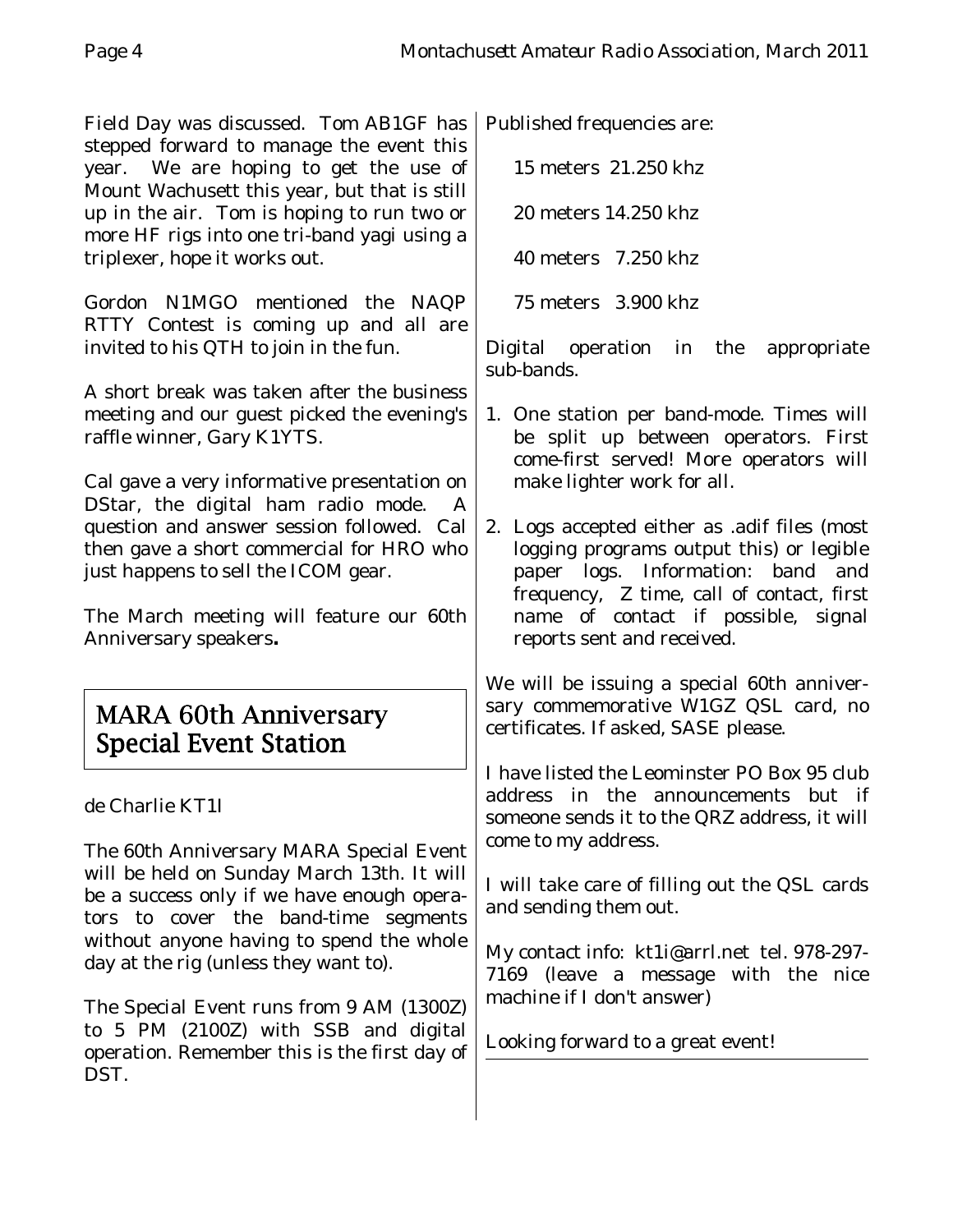Field Day was discussed. Tom AB1GF has stepped forward to manage the event this year. We are hoping to get the use of Mount Wachusett this year, but that is still up in the air. Tom is hoping to run two or more HF rigs into one tri-band yagi using a triplexer, hope it works out.

Gordon N1MGO mentioned the NAQP RTTY Contest is coming up and all are invited to his QTH to join in the fun.

A short break was taken after the business meeting and our guest picked the evening's raffle winner, Gary K1YTS.

Cal gave a very informative presentation on DStar, the digital ham radio mode. A question and answer session followed. Cal then gave a short commercial for HRO who just happens to sell the ICOM gear.

The March meeting will feature our 60th Anniversary speakers**.**

## MARA 60th Anniversary Special Event Station

de Charlie KT1I

The 60th Anniversary MARA Special Event will be held on Sunday March 13th. It will be a success only if we have enough operators to cover the band-time segments without anyone having to spend the whole day at the rig (unless they want to).

The Special Event runs from 9 AM (1300Z) to 5 PM (2100Z) with SSB and digital operation. Remember this is the first day of DST.

Published frequencies are:

15 meters 21.250 khz

20 meters 14.250 khz

40 meters 7.250 khz

75 meters 3.900 khz

Digital operation in the appropriate sub-bands.

1. One station per band-mode. Times will be split up between operators. First come-first served! More operators will make lighter work for all.
2. Logs accepted either as .adif files (most logging programs output this) or legible paper logs. Information: band and frequency, Z time, call of contact, first name of contact if possible, signal reports sent and received.

We will be issuing a special 60th anniversary commemorative W1GZ QSL card, no certificates. If asked, SASE please.

I have listed the Leominster PO Box 95 club address in the announcements but if someone sends it to the QRZ address, it will come to my address.

I will take care of filling out the QSL cards and sending them out.

My contact info: kt1i@arrl.net tel. 978-297-7169 (leave a message with the nice machine if I don't answer)

Looking forward to a great event!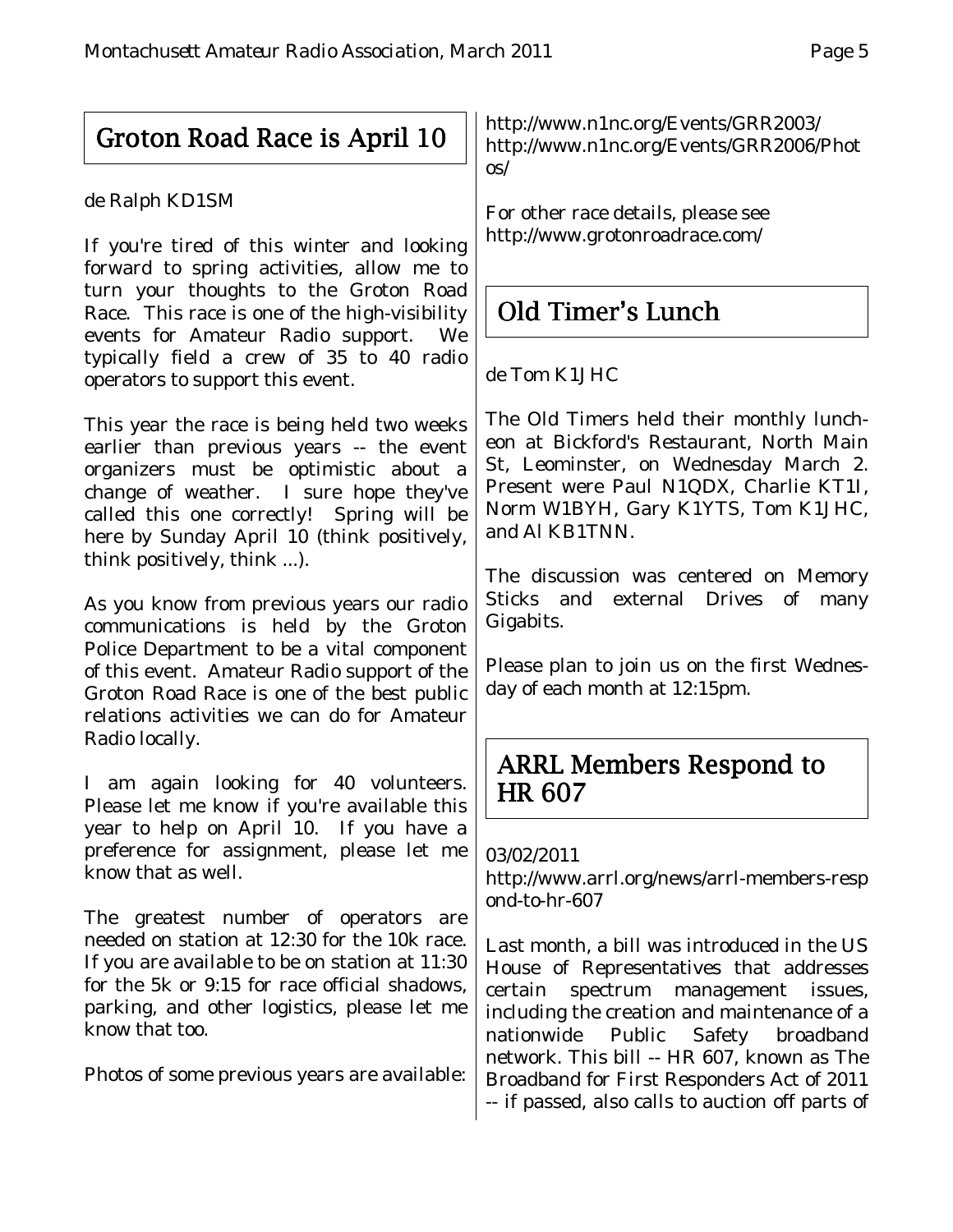## Groton Road Race is April 10

de Ralph KD1SM

If you're tired of this winter and looking forward to spring activities, allow me to turn your thoughts to the Groton Road Race. This race is one of the high-visibility events for Amateur Radio support. We typically field a crew of 35 to 40 radio operators to support this event.

This year the race is being held two weeks earlier than previous years -- the event organizers must be optimistic about a change of weather. I sure hope they've called this one correctly! Spring will be here by Sunday April 10 (think positively, think positively, think ...).

As you know from previous years our radio communications is held by the Groton Police Department to be a vital component of this event. Amateur Radio support of the Groton Road Race is one of the best public relations activities we can do for Amateur Radio locally.

I am again looking for 40 volunteers. Please let me know if you're available this year to help on April 10. If you have a preference for assignment, please let me know that as well.

The greatest number of operators are needed on station at 12:30 for the 10k race. If you are available to be on station at 11:30 for the 5k or 9:15 for race official shadows, parking, and other logistics, please let me know that too.

Photos of some previous years are available:

http://www.n1nc.org/Events/GRR2003/
http://www.n1nc.org/Events/GRR2006/Photos/

For other race details, please see http://www.grotonroadrace.com/

## Old Timer's Lunch

de Tom K1JHC

The Old Timers held their monthly luncheon at Bickford's Restaurant, North Main St, Leominster, on Wednesday March 2. Present were Paul N1QDX, Charlie KT1I, Norm W1BYH, Gary K1YTS, Tom K1JHC, and Al KB1TNN.

The discussion was centered on Memory Sticks and external Drives of many Gigabits.

Please plan to join us on the first Wednesday of each month at 12:15pm.

## ARRL Members Respond to HR 607

03/02/2011
http://www.arrl.org/news/arrl-members-respond-to-hr-607

Last month, a bill was introduced in the US House of Representatives that addresses certain spectrum management issues, including the creation and maintenance of a nationwide Public Safety broadband network. This bill -- HR 607, known as The Broadband for First Responders Act of 2011 -- if passed, also calls to auction off parts of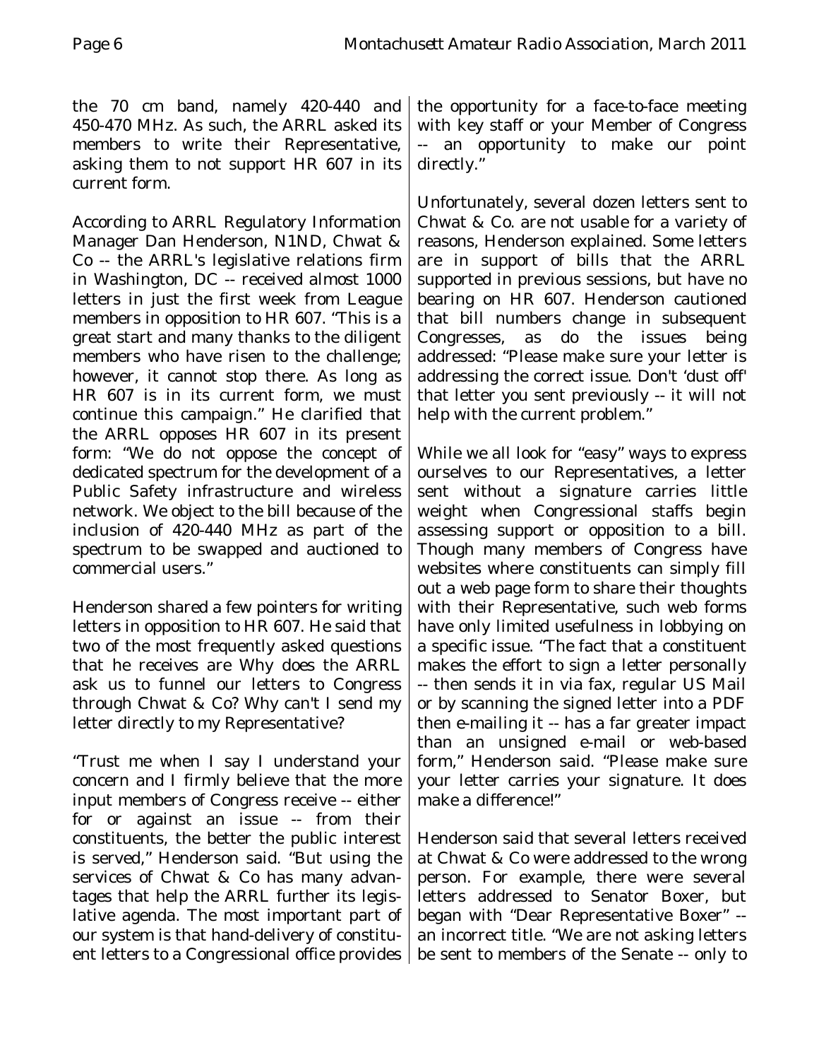the 70 cm band, namely 420-440 and 450-470 MHz. As such, the ARRL asked its members to write their Representative, asking them to not support HR 607 in its current form.

According to ARRL Regulatory Information Manager Dan Henderson, N1ND, Chwat & Co -- the ARRL's legislative relations firm in Washington, DC -- received almost 1000 letters in just the first week from League members in opposition to HR 607. "This is a great start and many thanks to the diligent members who have risen to the challenge; however, it cannot stop there. As long as HR 607 is in its current form, we must continue this campaign." He clarified that the ARRL opposes HR 607 in its present form: "We do not oppose the concept of dedicated spectrum for the development of a Public Safety infrastructure and wireless network. We object to the bill because of the inclusion of 420-440 MHz as part of the spectrum to be swapped and auctioned to commercial users."

Henderson shared a few pointers for writing letters in opposition to HR 607. He said that two of the most frequently asked questions that he receives are Why does the ARRL ask us to funnel our letters to Congress through Chwat & Co? Why can't I send my letter directly to my Representative?

"Trust me when I say I understand your concern and I firmly believe that the more input members of Congress receive -- either for or against an issue -- from their constituents, the better the public interest is served," Henderson said. "But using the services of Chwat & Co has many advantages that help the ARRL further its legislative agenda. The most important part of our system is that hand-delivery of constituent letters to a Congressional office provides the opportunity for a face-to-face meeting with key staff or your Member of Congress -- an opportunity to make our point directly."

Unfortunately, several dozen letters sent to Chwat & Co. are not usable for a variety of reasons, Henderson explained. Some letters are in support of bills that the ARRL supported in previous sessions, but have no bearing on HR 607. Henderson cautioned that bill numbers change in subsequent Congresses, as do the issues being addressed: "Please make sure your letter is addressing the correct issue. Don't 'dust off' that letter you sent previously -- it will not help with the current problem."

While we all look for "easy" ways to express ourselves to our Representatives, a letter sent without a signature carries little weight when Congressional staffs begin assessing support or opposition to a bill. Though many members of Congress have websites where constituents can simply fill out a web page form to share their thoughts with their Representative, such web forms have only limited usefulness in lobbying on a specific issue. "The fact that a constituent makes the effort to sign a letter personally -- then sends it in via fax, regular US Mail or by scanning the signed letter into a PDF then e-mailing it -- has a far greater impact than an unsigned e-mail or web-based form," Henderson said. "Please make sure your letter carries your signature. It does make a difference!"

Henderson said that several letters received at Chwat & Co were addressed to the wrong person. For example, there were several letters addressed to Senator Boxer, but began with "Dear Representative Boxer" -- an incorrect title. "We are not asking letters be sent to members of the Senate -- only to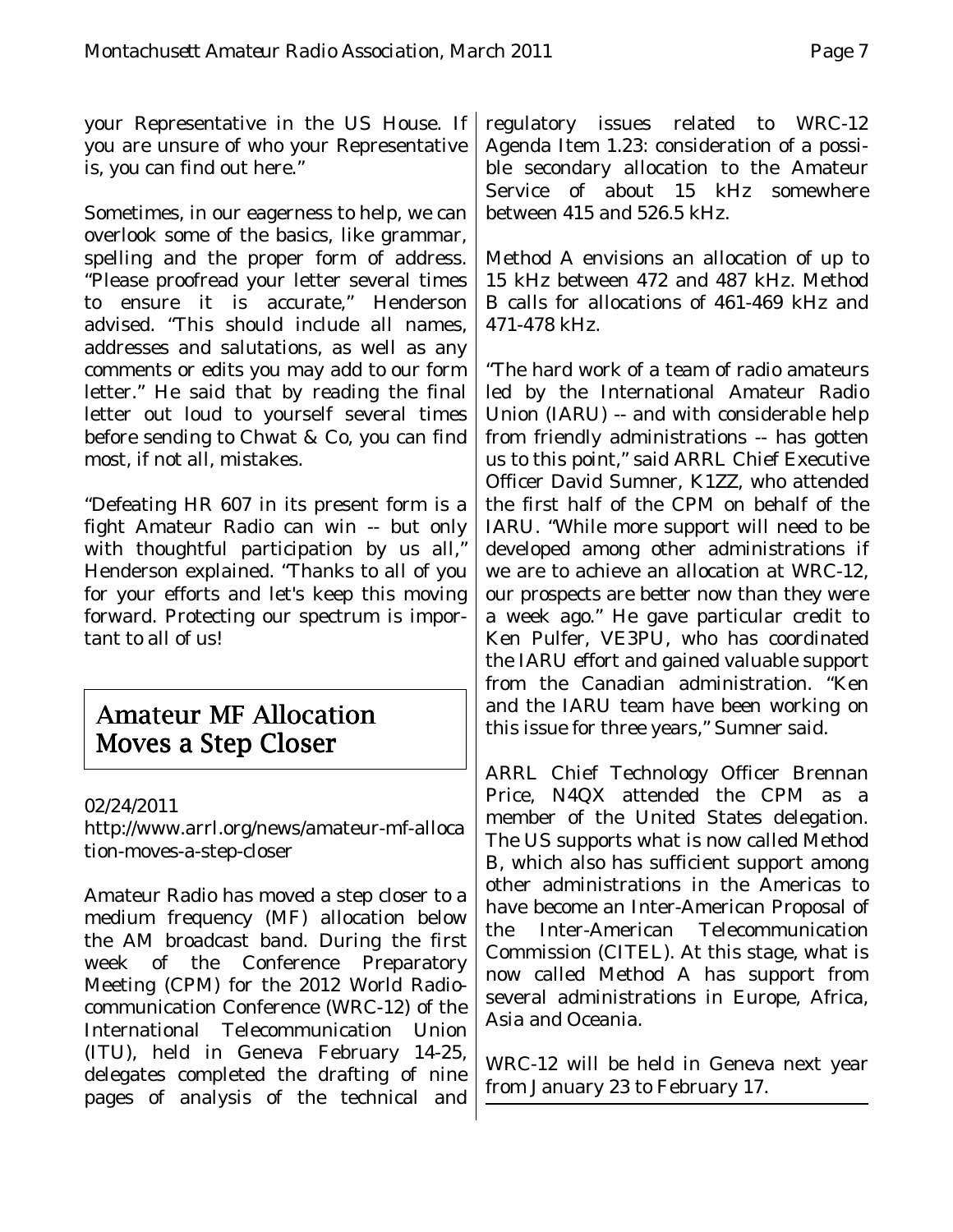your Representative in the US House. If you are unsure of who your Representative is, you can find out here."

Sometimes, in our eagerness to help, we can overlook some of the basics, like grammar, spelling and the proper form of address. "Please proofread your letter several times to ensure it is accurate," Henderson advised. "This should include all names, addresses and salutations, as well as any comments or edits you may add to our form letter." He said that by reading the final letter out loud to yourself several times before sending to Chwat & Co, you can find most, if not all, mistakes.

"Defeating HR 607 in its present form is a fight Amateur Radio can win -- but only with thoughtful participation by us all," Henderson explained. "Thanks to all of you for your efforts and let's keep this moving forward. Protecting our spectrum is important to all of us!

## Amateur MF Allocation Moves a Step Closer

02/24/2011
http://www.arrl.org/news/amateur-mf-allocation-moves-a-step-closer

Amateur Radio has moved a step closer to a medium frequency (MF) allocation below the AM broadcast band. During the first week of the Conference Preparatory Meeting (CPM) for the 2012 World Radiocommunication Conference (WRC-12) of the International Telecommunication Union (ITU), held in Geneva February 14-25, delegates completed the drafting of nine pages of analysis of the technical and regulatory issues related to WRC-12 Agenda Item 1.23: consideration of a possible secondary allocation to the Amateur Service of about 15 kHz somewhere between 415 and 526.5 kHz.

Method A envisions an allocation of up to 15 kHz between 472 and 487 kHz. Method B calls for allocations of 461-469 kHz and 471-478 kHz.

"The hard work of a team of radio amateurs led by the International Amateur Radio Union (IARU) -- and with considerable help from friendly administrations -- has gotten us to this point," said ARRL Chief Executive Officer David Sumner, K1ZZ, who attended the first half of the CPM on behalf of the IARU. "While more support will need to be developed among other administrations if we are to achieve an allocation at WRC-12, our prospects are better now than they were a week ago." He gave particular credit to Ken Pulfer, VE3PU, who has coordinated the IARU effort and gained valuable support from the Canadian administration. "Ken and the IARU team have been working on this issue for three years," Sumner said.

ARRL Chief Technology Officer Brennan Price, N4QX attended the CPM as a member of the United States delegation. The US supports what is now called Method B, which also has sufficient support among other administrations in the Americas to have become an Inter-American Proposal of the Inter-American Telecommunication Commission (CITEL). At this stage, what is now called Method A has support from several administrations in Europe, Africa, Asia and Oceania.

WRC-12 will be held in Geneva next year from January 23 to February 17.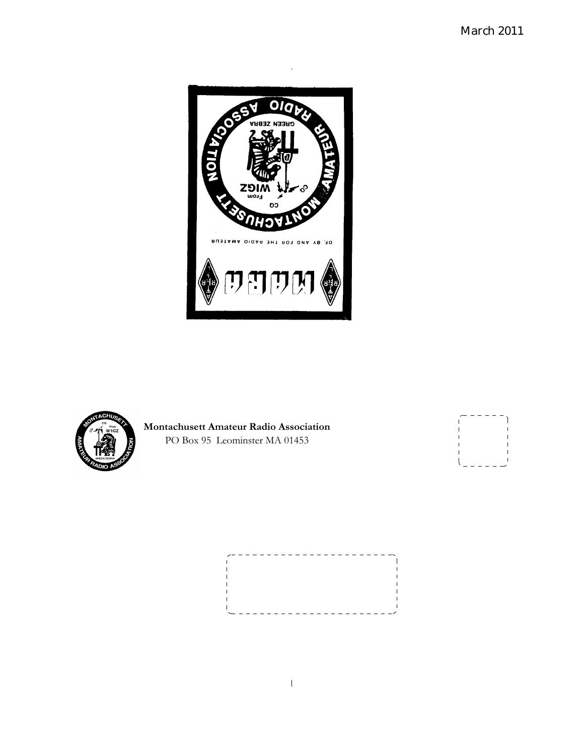**Montachusett Amateur Radio Association**

PO Box 95 Leominster MA 01453